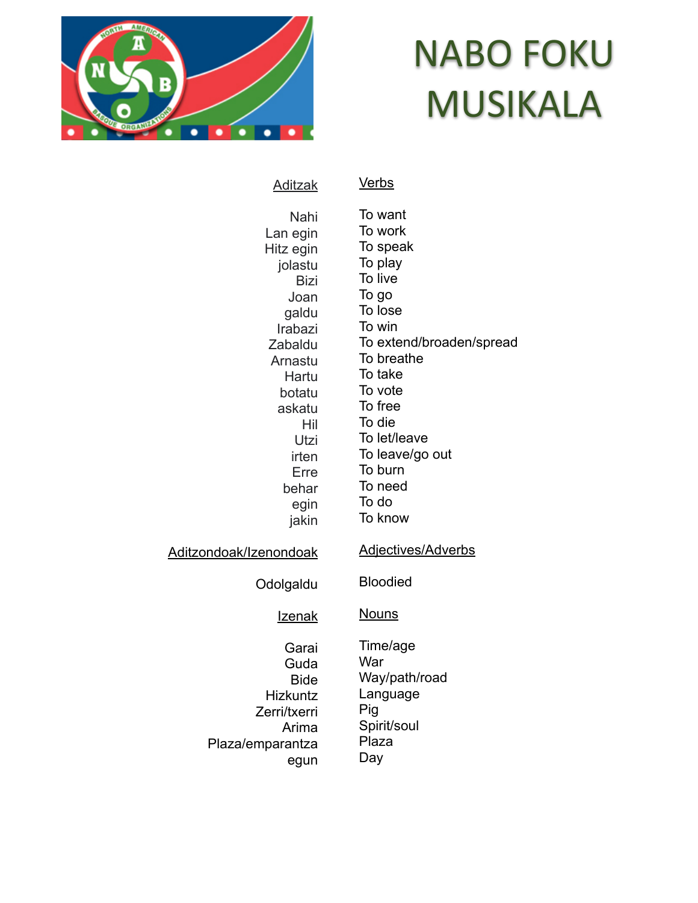# NABO FOKU MUSIKALA

| Aditzak | Verbs |
| --- | --- |
| Nahi | To want |
| Lan egin | To work |
| Hitz egin | To speak |
| jolastu | To play |
| Bizi | To live |
| Joan | To go |
| galdu | To lose |
| Irabazi | To win |
| Zabaldu | To extend/broaden/spread |
| Arnastu | To breathe |
| Hartu | To take |
| botatu | To vote |
| askatu | To free |
| Hil | To die |
| Utzi | To let/leave |
| irten | To leave/go out |
| Erre | To burn |
| behar | To need |
| egin | To do |
| jakin | To know |

| Aditzondoak/Izenondoak | Adjectives/Adverbs |
| --- | --- |
| Odolgaldu | Bloodied |

| Izenak | Nouns |
| --- | --- |
| Garai | Time/age |
| Guda | War |
| Bide | Way/path/road |
| Hizkuntz | Language |
| Zerri/txerri | Pig |
| Arima | Spirit/soul |
| Plaza/emparantza | Plaza |
| egun | Day |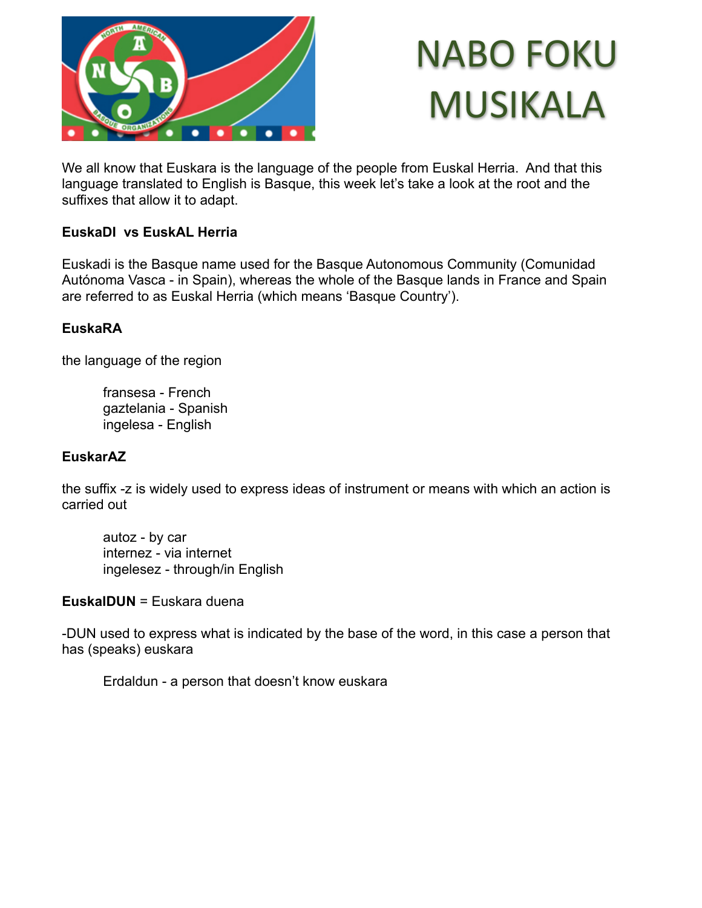# NABO FOKU MUSIKALA

We all know that Euskara is the language of the people from Euskal Herria. And that this language translated to English is Basque, this week let's take a look at the root and the suffixes that allow it to adapt.

**EuskaDI vs EuskAL Herria**

Euskadi is the Basque name used for the Basque Autonomous Community (Comunidad Autónoma Vasca - in Spain), whereas the whole of the Basque lands in France and Spain are referred to as Euskal Herria (which means 'Basque Country').

**EuskaRA**

the language of the region

- fransesa - French
- gaztelania - Spanish
- ingelesa - English

**EuskarAZ**

the suffix -z is widely used to express ideas of instrument or means with which an action is carried out

- autoz - by car
- internez - via internet
- ingelesez - through/in English

**EuskalDUN** = Euskara duena

-DUN used to express what is indicated by the base of the word, in this case a person that has (speaks) euskara

- Erdaldun - a person that doesn't know euskara